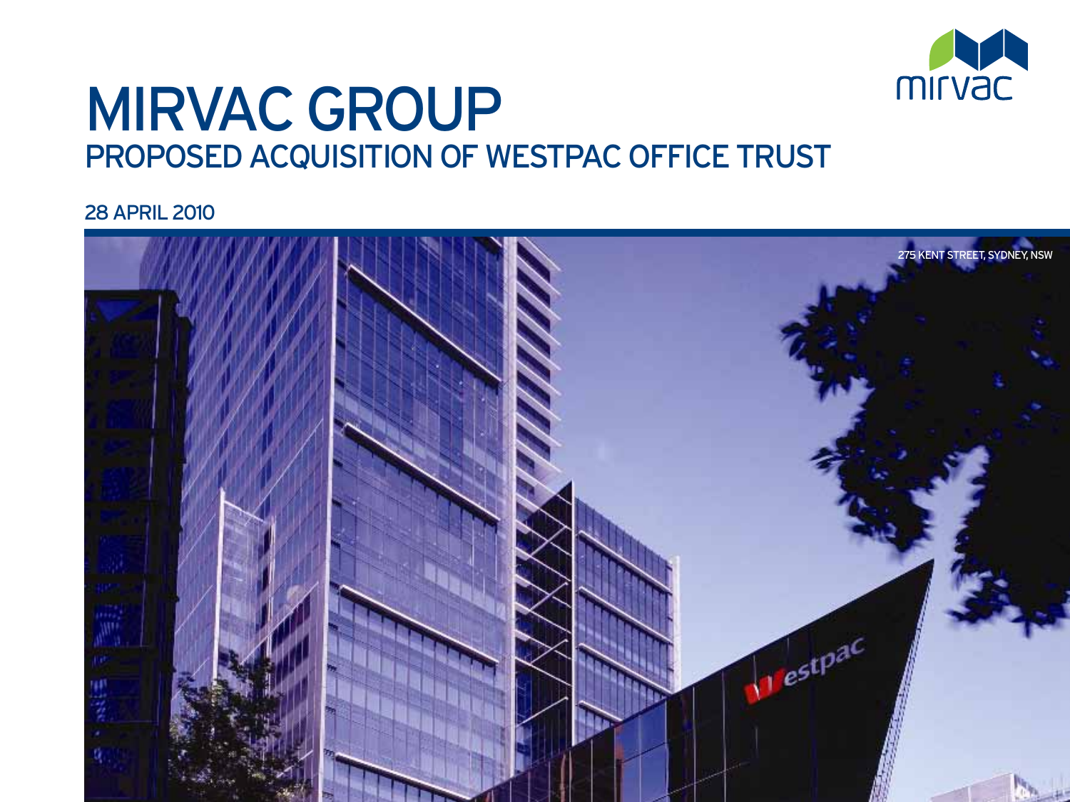# MIRVAC GROUP

## PROPOSED ACQUISITION OF WESTPAC OFFICE TRUST

28 APRIL 2010

275 KENT STREET, SYDNEY, NSW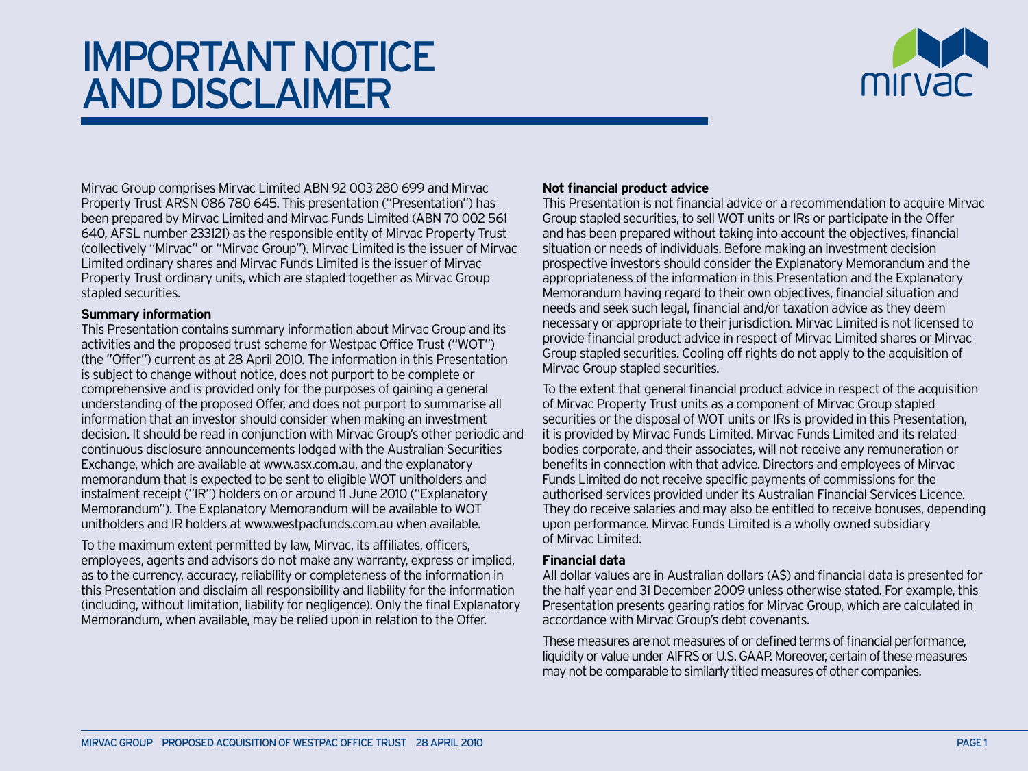# IMPORTANT NOTICE AND DISCLAIMER

Mirvac Group comprises Mirvac Limited ABN 92 003 280 699 and Mirvac Property Trust ARSN 086 780 645. This presentation ("Presentation") has been prepared by Mirvac Limited and Mirvac Funds Limited (ABN 70 002 561 640, AFSL number 233121) as the responsible entity of Mirvac Property Trust (collectively "Mirvac" or "Mirvac Group"). Mirvac Limited is the issuer of Mirvac Limited ordinary shares and Mirvac Funds Limited is the issuer of Mirvac Property Trust ordinary units, which are stapled together as Mirvac Group stapled securities.

**Summary information**

This Presentation contains summary information about Mirvac Group and its activities and the proposed trust scheme for Westpac Office Trust ("WOT") (the "Offer") current as at 28 April 2010. The information in this Presentation is subject to change without notice, does not purport to be complete or comprehensive and is provided only for the purposes of gaining a general understanding of the proposed Offer, and does not purport to summarise all information that an investor should consider when making an investment decision. It should be read in conjunction with Mirvac Group's other periodic and continuous disclosure announcements lodged with the Australian Securities Exchange, which are available at www.asx.com.au, and the explanatory memorandum that is expected to be sent to eligible WOT unitholders and instalment receipt ("IR") holders on or around 11 June 2010 ("Explanatory Memorandum"). The Explanatory Memorandum will be available to WOT unitholders and IR holders at www.westpacfunds.com.au when available.

To the maximum extent permitted by law, Mirvac, its affiliates, officers, employees, agents and advisors do not make any warranty, express or implied, as to the currency, accuracy, reliability or completeness of the information in this Presentation and disclaim all responsibility and liability for the information (including, without limitation, liability for negligence). Only the final Explanatory Memorandum, when available, may be relied upon in relation to the Offer.

**Not financial product advice**

This Presentation is not financial advice or a recommendation to acquire Mirvac Group stapled securities, to sell WOT units or IRs or participate in the Offer and has been prepared without taking into account the objectives, financial situation or needs of individuals. Before making an investment decision prospective investors should consider the Explanatory Memorandum and the appropriateness of the information in this Presentation and the Explanatory Memorandum having regard to their own objectives, financial situation and needs and seek such legal, financial and/or taxation advice as they deem necessary or appropriate to their jurisdiction. Mirvac Limited is not licensed to provide financial product advice in respect of Mirvac Limited shares or Mirvac Group stapled securities. Cooling off rights do not apply to the acquisition of Mirvac Group stapled securities.

To the extent that general financial product advice in respect of the acquisition of Mirvac Property Trust units as a component of Mirvac Group stapled securities or the disposal of WOT units or IRs is provided in this Presentation, it is provided by Mirvac Funds Limited. Mirvac Funds Limited and its related bodies corporate, and their associates, will not receive any remuneration or benefits in connection with that advice. Directors and employees of Mirvac Funds Limited do not receive specific payments of commissions for the authorised services provided under its Australian Financial Services Licence. They do receive salaries and may also be entitled to receive bonuses, depending upon performance. Mirvac Funds Limited is a wholly owned subsidiary of Mirvac Limited.

**Financial data**

All dollar values are in Australian dollars (A$) and financial data is presented for the half year end 31 December 2009 unless otherwise stated. For example, this Presentation presents gearing ratios for Mirvac Group, which are calculated in accordance with Mirvac Group's debt covenants.

These measures are not measures of or defined terms of financial performance, liquidity or value under AIFRS or U.S. GAAP. Moreover, certain of these measures may not be comparable to similarly titled measures of other companies.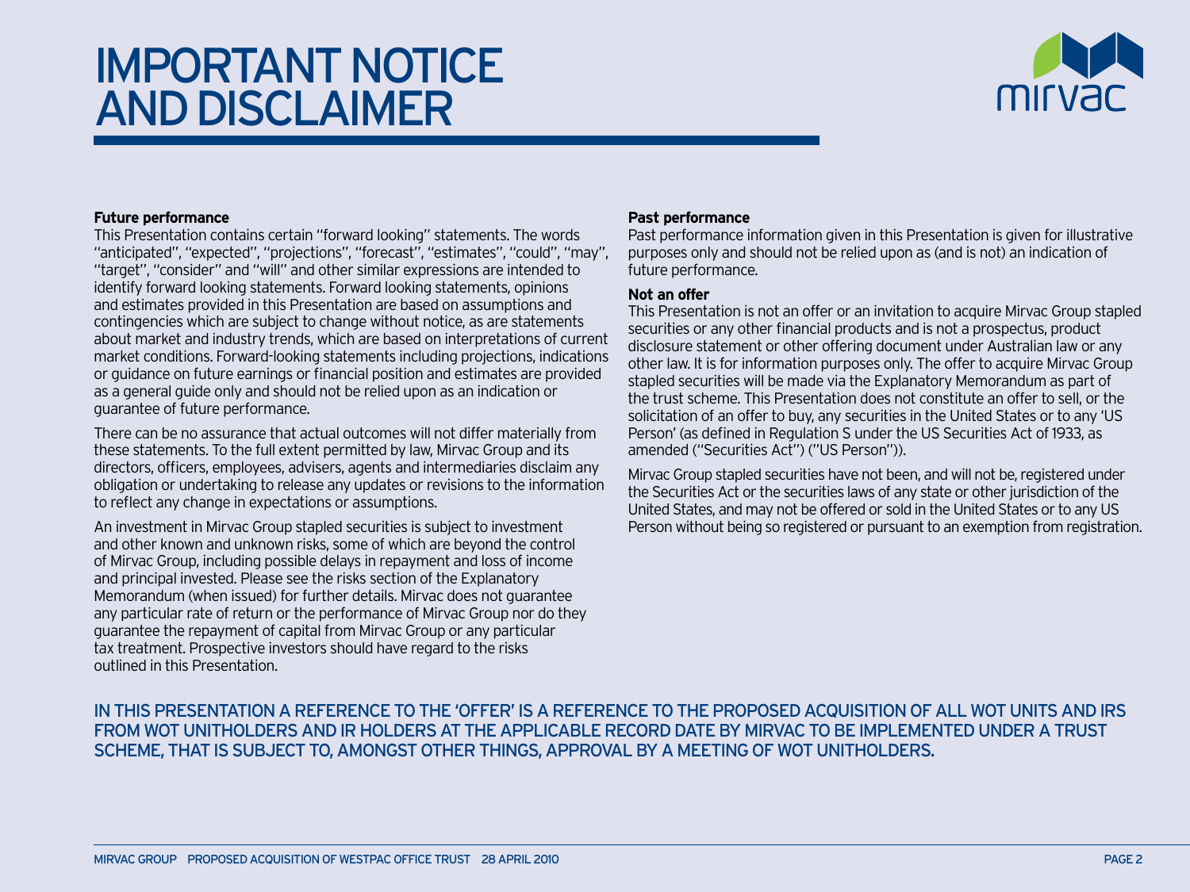# IMPORTANT NOTICE AND DISCLAIMER

**Future performance**

This Presentation contains certain "forward looking" statements. The words "anticipated", "expected", "projections", "forecast", "estimates", "could", "may", "target", "consider" and "will" and other similar expressions are intended to identify forward looking statements. Forward looking statements, opinions and estimates provided in this Presentation are based on assumptions and contingencies which are subject to change without notice, as are statements about market and industry trends, which are based on interpretations of current market conditions. Forward-looking statements including projections, indications or guidance on future earnings or financial position and estimates are provided as a general guide only and should not be relied upon as an indication or guarantee of future performance.

There can be no assurance that actual outcomes will not differ materially from these statements. To the full extent permitted by law, Mirvac Group and its directors, officers, employees, advisers, agents and intermediaries disclaim any obligation or undertaking to release any updates or revisions to the information to reflect any change in expectations or assumptions.

An investment in Mirvac Group stapled securities is subject to investment and other known and unknown risks, some of which are beyond the control of Mirvac Group, including possible delays in repayment and loss of income and principal invested. Please see the risks section of the Explanatory Memorandum (when issued) for further details. Mirvac does not guarantee any particular rate of return or the performance of Mirvac Group nor do they guarantee the repayment of capital from Mirvac Group or any particular tax treatment. Prospective investors should have regard to the risks outlined in this Presentation.

**Past performance**

Past performance information given in this Presentation is given for illustrative purposes only and should not be relied upon as (and is not) an indication of future performance.

**Not an offer**

This Presentation is not an offer or an invitation to acquire Mirvac Group stapled securities or any other financial products and is not a prospectus, product disclosure statement or other offering document under Australian law or any other law. It is for information purposes only. The offer to acquire Mirvac Group stapled securities will be made via the Explanatory Memorandum as part of the trust scheme. This Presentation does not constitute an offer to sell, or the solicitation of an offer to buy, any securities in the United States or to any 'US Person' (as defined in Regulation S under the US Securities Act of 1933, as amended ("Securities Act") ("US Person")).

Mirvac Group stapled securities have not been, and will not be, registered under the Securities Act or the securities laws of any state or other jurisdiction of the United States, and may not be offered or sold in the United States or to any US Person without being so registered or pursuant to an exemption from registration.

IN THIS PRESENTATION A REFERENCE TO THE 'OFFER' IS A REFERENCE TO THE PROPOSED ACQUISITION OF ALL WOT UNITS AND IRS FROM WOT UNITHOLDERS AND IR HOLDERS AT THE APPLICABLE RECORD DATE BY MIRVAC TO BE IMPLEMENTED UNDER A TRUST SCHEME, THAT IS SUBJECT TO, AMONGST OTHER THINGS, APPROVAL BY A MEETING OF WOT UNITHOLDERS.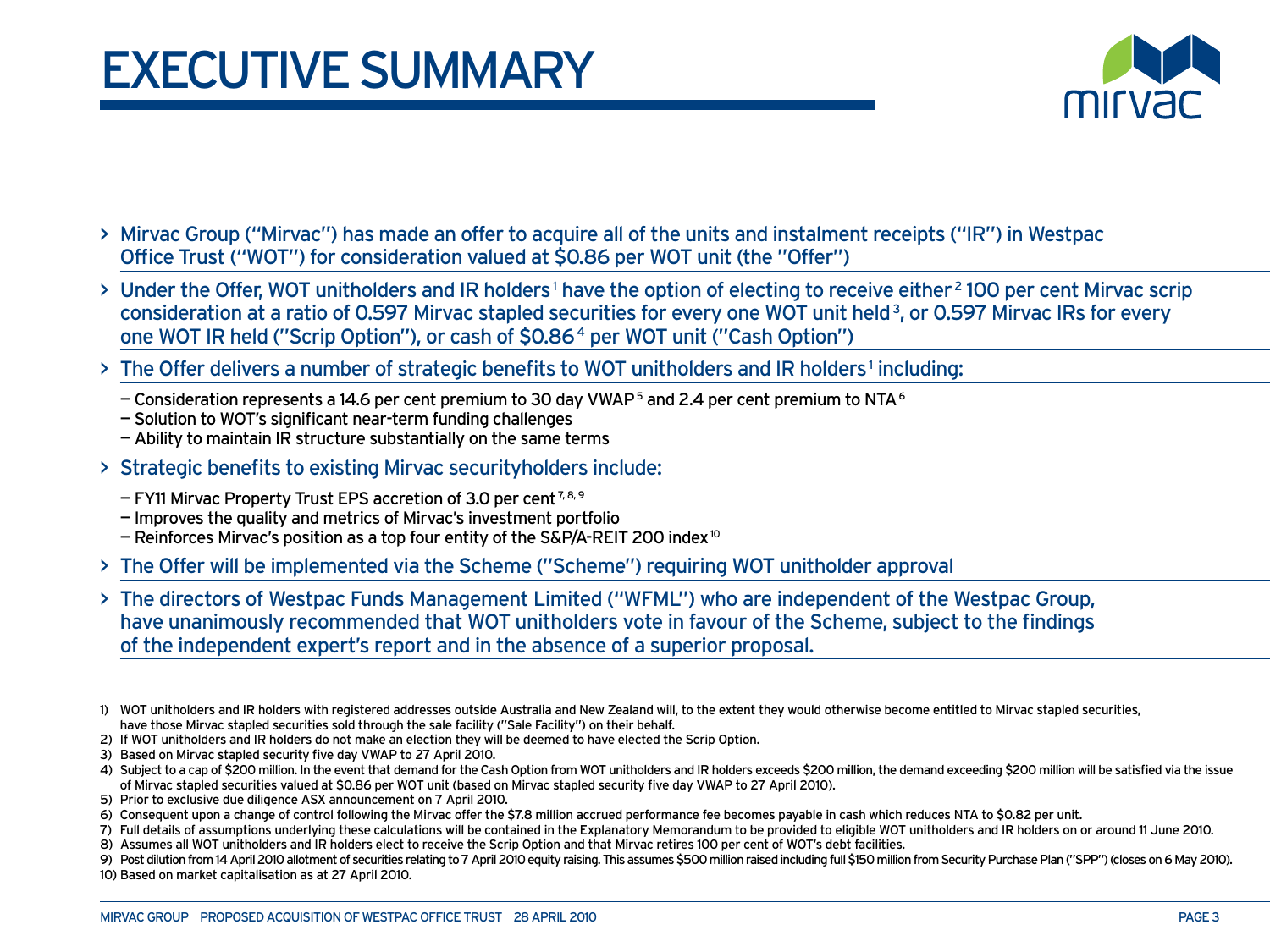# EXECUTIVE SUMMARY

- Mirvac Group ("Mirvac") has made an offer to acquire all of the units and instalment receipts ("IR") in Westpac Office Trust ("WOT") for consideration valued at $0.86 per WOT unit (the "Offer")
- Under the Offer, WOT unitholders and IR holders[1] have the option of electing to receive either[2] 100 per cent Mirvac scrip consideration at a ratio of 0.597 Mirvac stapled securities for every one WOT unit held[3], or 0.597 Mirvac IRs for every one WOT IR held ("Scrip Option"), or cash of $0.86[4] per WOT unit ("Cash Option")
- The Offer delivers a number of strategic benefits to WOT unitholders and IR holders[1] including:
  - Consideration represents a 14.6 per cent premium to 30 day VWAP[5] and 2.4 per cent premium to NTA[6]
  - Solution to WOT's significant near-term funding challenges
  - Ability to maintain IR structure substantially on the same terms
- Strategic benefits to existing Mirvac securityholders include:
  - FY11 Mirvac Property Trust EPS accretion of 3.0 per cent[7, 8, 9]
  - Improves the quality and metrics of Mirvac's investment portfolio
  - Reinforces Mirvac's position as a top four entity of the S&P/A-REIT 200 index[10]
- The Offer will be implemented via the Scheme ("Scheme") requiring WOT unitholder approval
- The directors of Westpac Funds Management Limited ("WFML") who are independent of the Westpac Group, have unanimously recommended that WOT unitholders vote in favour of the Scheme, subject to the findings of the independent expert's report and in the absence of a superior proposal.

1) WOT unitholders and IR holders with registered addresses outside Australia and New Zealand will, to the extent they would otherwise become entitled to Mirvac stapled securities, have those Mirvac stapled securities sold through the sale facility ("Sale Facility") on their behalf.
2) If WOT unitholders and IR holders do not make an election they will be deemed to have elected the Scrip Option.
3) Based on Mirvac stapled security five day VWAP to 27 April 2010.
4) Subject to a cap of $200 million. In the event that demand for the Cash Option from WOT unitholders and IR holders exceeds $200 million, the demand exceeding $200 million will be satisfied via the issue of Mirvac stapled securities valued at $0.86 per WOT unit (based on Mirvac stapled security five day VWAP to 27 April 2010).
5) Prior to exclusive due diligence ASX announcement on 7 April 2010.
6) Consequent upon a change of control following the Mirvac offer the $7.8 million accrued performance fee becomes payable in cash which reduces NTA to $0.82 per unit.
7) Full details of assumptions underlying these calculations will be contained in the Explanatory Memorandum to be provided to eligible WOT unitholders and IR holders on or around 11 June 2010.
8) Assumes all WOT unitholders and IR holders elect to receive the Scrip Option and that Mirvac retires 100 per cent of WOT's debt facilities.
9) Post dilution from 14 April 2010 allotment of securities relating to 7 April 2010 equity raising. This assumes $500 million raised including full $150 million from Security Purchase Plan ("SPP") (closes on 6 May 2010).
10) Based on market capitalisation as at 27 April 2010.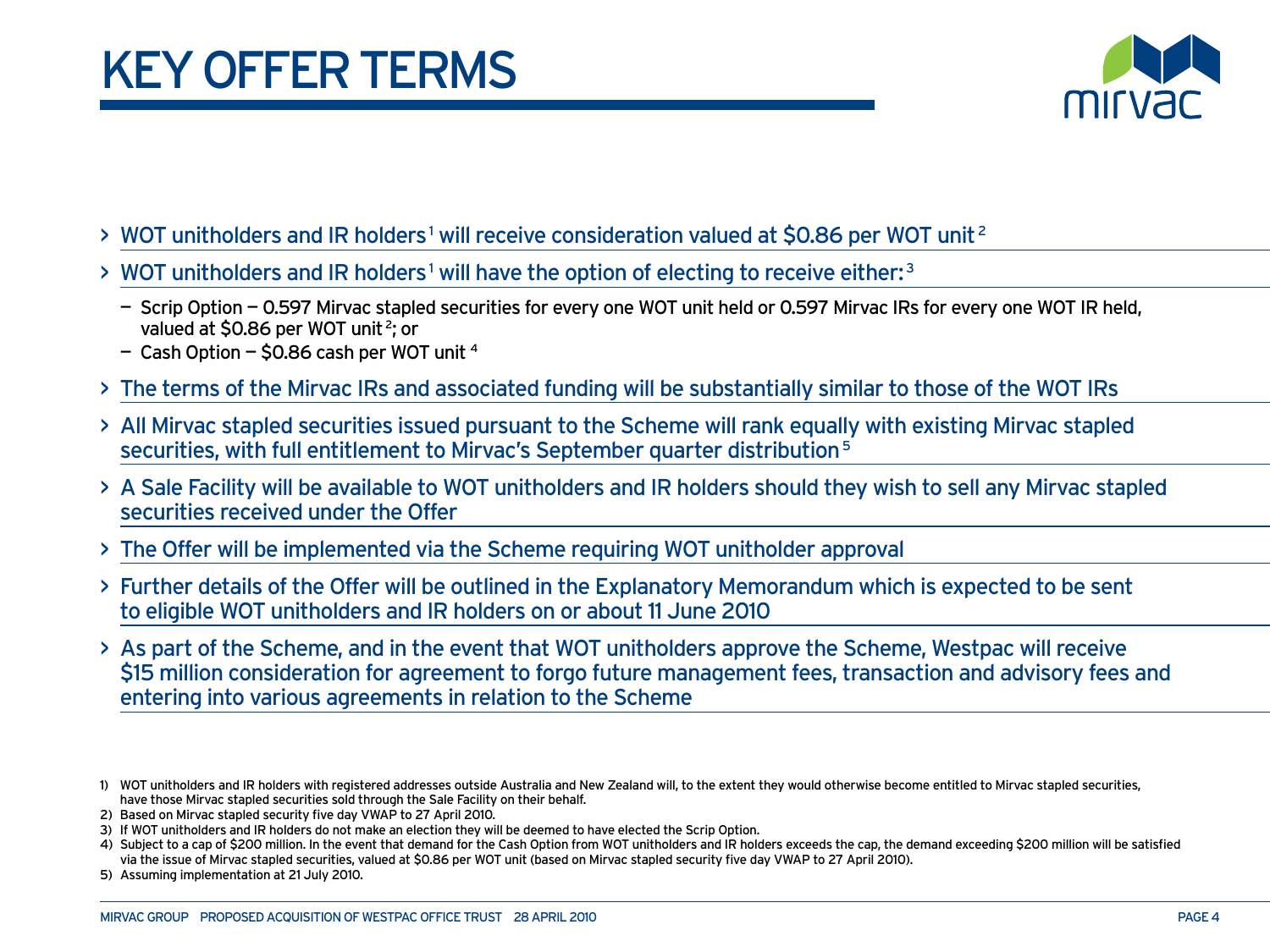# KEY OFFER TERMS

- WOT unitholders and IR holders[1] will receive consideration valued at $0.86 per WOT unit[2]
- WOT unitholders and IR holders[1] will have the option of electing to receive either:[3]
  - Scrip Option – 0.597 Mirvac stapled securities for every one WOT unit held or 0.597 Mirvac IRs for every one WOT IR held, valued at $0.86 per WOT unit[2]; or
  - Cash Option – $0.86 cash per WOT unit[4]
- The terms of the Mirvac IRs and associated funding will be substantially similar to those of the WOT IRs
- All Mirvac stapled securities issued pursuant to the Scheme will rank equally with existing Mirvac stapled securities, with full entitlement to Mirvac's September quarter distribution[5]
- A Sale Facility will be available to WOT unitholders and IR holders should they wish to sell any Mirvac stapled securities received under the Offer
- The Offer will be implemented via the Scheme requiring WOT unitholder approval
- Further details of the Offer will be outlined in the Explanatory Memorandum which is expected to be sent to eligible WOT unitholders and IR holders on or about 11 June 2010
- As part of the Scheme, and in the event that WOT unitholders approve the Scheme, Westpac will receive $15 million consideration for agreement to forgo future management fees, transaction and advisory fees and entering into various agreements in relation to the Scheme

1) WOT unitholders and IR holders with registered addresses outside Australia and New Zealand will, to the extent they would otherwise become entitled to Mirvac stapled securities, have those Mirvac stapled securities sold through the Sale Facility on their behalf.
2) Based on Mirvac stapled security five day VWAP to 27 April 2010.
3) If WOT unitholders and IR holders do not make an election they will be deemed to have elected the Scrip Option.
4) Subject to a cap of $200 million. In the event that demand for the Cash Option from WOT unitholders and IR holders exceeds the cap, the demand exceeding $200 million will be satisfied via the issue of Mirvac stapled securities, valued at $0.86 per WOT unit (based on Mirvac stapled security five day VWAP to 27 April 2010).
5) Assuming implementation at 21 July 2010.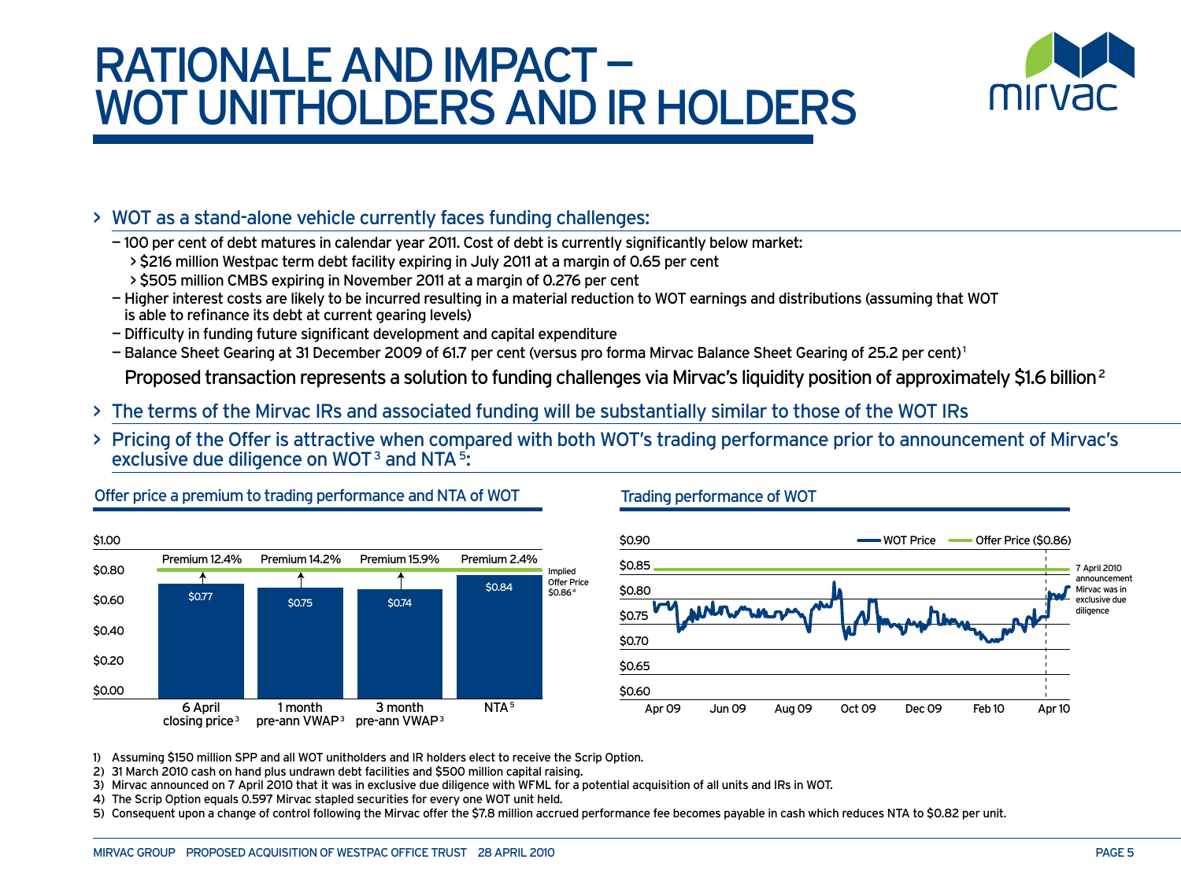# RATIONALE AND IMPACT – WOT UNITHOLDERS AND IR HOLDERS

> WOT as a stand-alone vehicle currently faces funding challenges:

- 100 per cent of debt matures in calendar year 2011. Cost of debt is currently significantly below market:
  - $216 million Westpac term debt facility expiring in July 2011 at a margin of 0.65 per cent
  - $505 million CMBS expiring in November 2011 at a margin of 0.276 per cent
- Higher interest costs are likely to be incurred resulting in a material reduction to WOT earnings and distributions (assuming that WOT is able to refinance its debt at current gearing levels)
- Difficulty in funding future significant development and capital expenditure
- Balance Sheet Gearing at 31 December 2009 of 61.7 per cent (versus pro forma Mirvac Balance Sheet Gearing of 25.2 per cent)[1]

Proposed transaction represents a solution to funding challenges via Mirvac's liquidity position of approximately $1.6 billion[2]

> The terms of the Mirvac IRs and associated funding will be substantially similar to those of the WOT IRs

> Pricing of the Offer is attractive when compared with both WOT's trading performance prior to announcement of Mirvac's exclusive due diligence on WOT[3] and NTA[5]:

**Offer price a premium to trading performance and NTA of WOT**

| | 6 April closing price[3] | 1 month pre-ann VWAP[3] | 3 month pre-ann VWAP[3] | NTA[5] |
|---|---|---|---|---|
| Price | $0.77 | $0.75 | $0.74 | $0.84 |
| Premium | 12.4% | 14.2% | 15.9% | 2.4% |

Implied Offer Price $0.86[4]

**Trading performance of WOT**

WOT Price — Offer Price ($0.86)

7 April 2010 announcement Mirvac was in exclusive due diligence

1) Assuming $150 million SPP and all WOT unitholders and IR holders elect to receive the Scrip Option.
2) 31 March 2010 cash on hand plus undrawn debt facilities and $500 million capital raising.
3) Mirvac announced on 7 April 2010 that it was in exclusive due diligence with WFML for a potential acquisition of all units and IRs in WOT.
4) The Scrip Option equals 0.597 Mirvac stapled securities for every one WOT unit held.
5) Consequent upon a change of control following the Mirvac offer the $7.8 million accrued performance fee becomes payable in cash which reduces NTA to $0.82 per unit.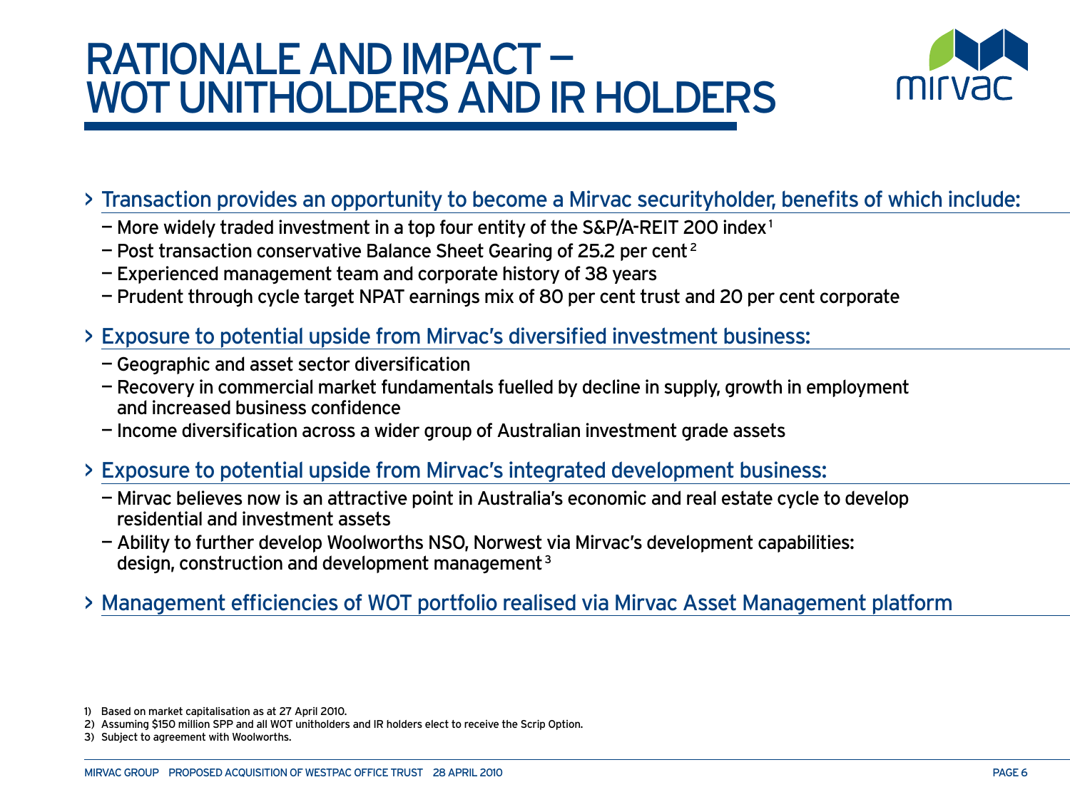# RATIONALE AND IMPACT — WOT UNITHOLDERS AND IR HOLDERS

- Transaction provides an opportunity to become a Mirvac securityholder, benefits of which include:
  - More widely traded investment in a top four entity of the S&P/A-REIT 200 index[1]
  - Post transaction conservative Balance Sheet Gearing of 25.2 per cent[2]
  - Experienced management team and corporate history of 38 years
  - Prudent through cycle target NPAT earnings mix of 80 per cent trust and 20 per cent corporate
- Exposure to potential upside from Mirvac's diversified investment business:
  - Geographic and asset sector diversification
  - Recovery in commercial market fundamentals fuelled by decline in supply, growth in employment and increased business confidence
  - Income diversification across a wider group of Australian investment grade assets
- Exposure to potential upside from Mirvac's integrated development business:
  - Mirvac believes now is an attractive point in Australia's economic and real estate cycle to develop residential and investment assets
  - Ability to further develop Woolworths NSO, Norwest via Mirvac's development capabilities: design, construction and development management[3]
- Management efficiencies of WOT portfolio realised via Mirvac Asset Management platform

1) Based on market capitalisation as at 27 April 2010.
2) Assuming $150 million SPP and all WOT unitholders and IR holders elect to receive the Scrip Option.
3) Subject to agreement with Woolworths.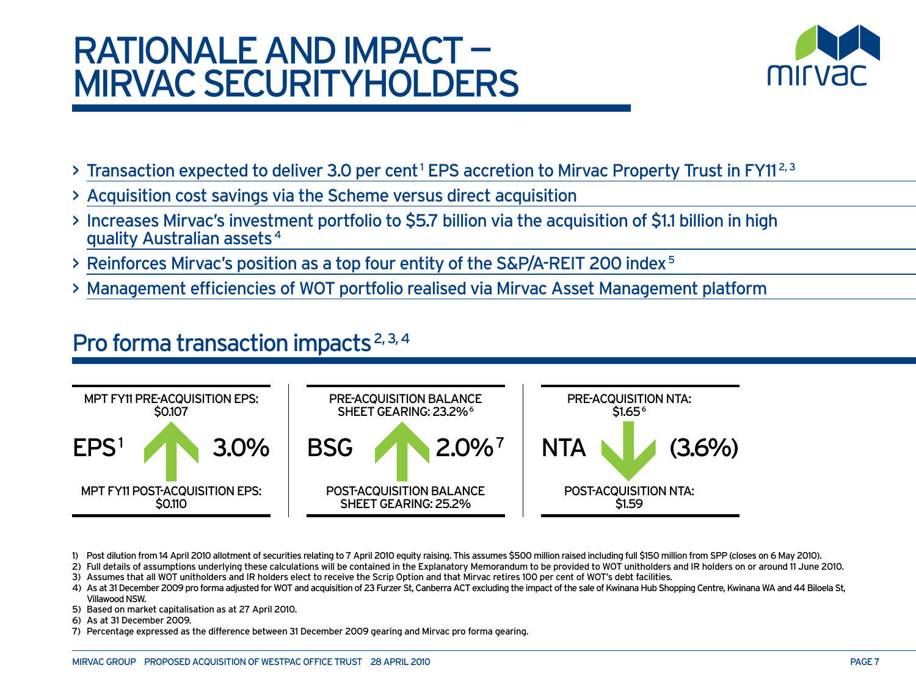# RATIONALE AND IMPACT – MIRVAC SECURITYHOLDERS

- Transaction expected to deliver 3.0 per cent[1] EPS accretion to Mirvac Property Trust in FY11[2,3]
- Acquisition cost savings via the Scheme versus direct acquisition
- Increases Mirvac's investment portfolio to $5.7 billion via the acquisition of $1.1 billion in high quality Australian assets[4]
- Reinforces Mirvac's position as a top four entity of the S&P/A-REIT 200 index[5]
- Management efficiencies of WOT portfolio realised via Mirvac Asset Management platform

## Pro forma transaction impacts[2,3,4]

| Measure | Pre-acquisition | Change | Post-acquisition |
|---|---|---|---|
| EPS[1] | MPT FY11 PRE-ACQUISITION EPS: $0.107 | ↑ 3.0% | MPT FY11 POST-ACQUISITION EPS: $0.110 |
| BSG | PRE-ACQUISITION BALANCE SHEET GEARING: 23.2%[6] | ↑ 2.0%[7] | POST-ACQUISITION BALANCE SHEET GEARING: 25.2% |
| NTA | PRE-ACQUISITION NTA: $1.65[6] | ↓ (3.6%) | POST-ACQUISITION NTA: $1.59 |

1) Post dilution from 14 April 2010 allotment of securities relating to 7 April 2010 equity raising. This assumes $500 million raised including full $150 million from SPP (closes on 6 May 2010).
2) Full details of assumptions underlying these calculations will be contained in the Explanatory Memorandum to be provided to WOT unitholders and IR holders on or around 11 June 2010.
3) Assumes that all WOT unitholders and IR holders elect to receive the Scrip Option and that Mirvac retires 100 per cent of WOT's debt facilities.
4) As at 31 December 2009 pro forma adjusted for WOT and acquisition of 23 Furzer St, Canberra ACT excluding the impact of the sale of Kwinana Hub Shopping Centre, Kwinana WA and 44 Biloela St, Villawood NSW.
5) Based on market capitalisation as at 27 April 2010.
6) As at 31 December 2009.
7) Percentage expressed as the difference between 31 December 2009 gearing and Mirvac pro forma gearing.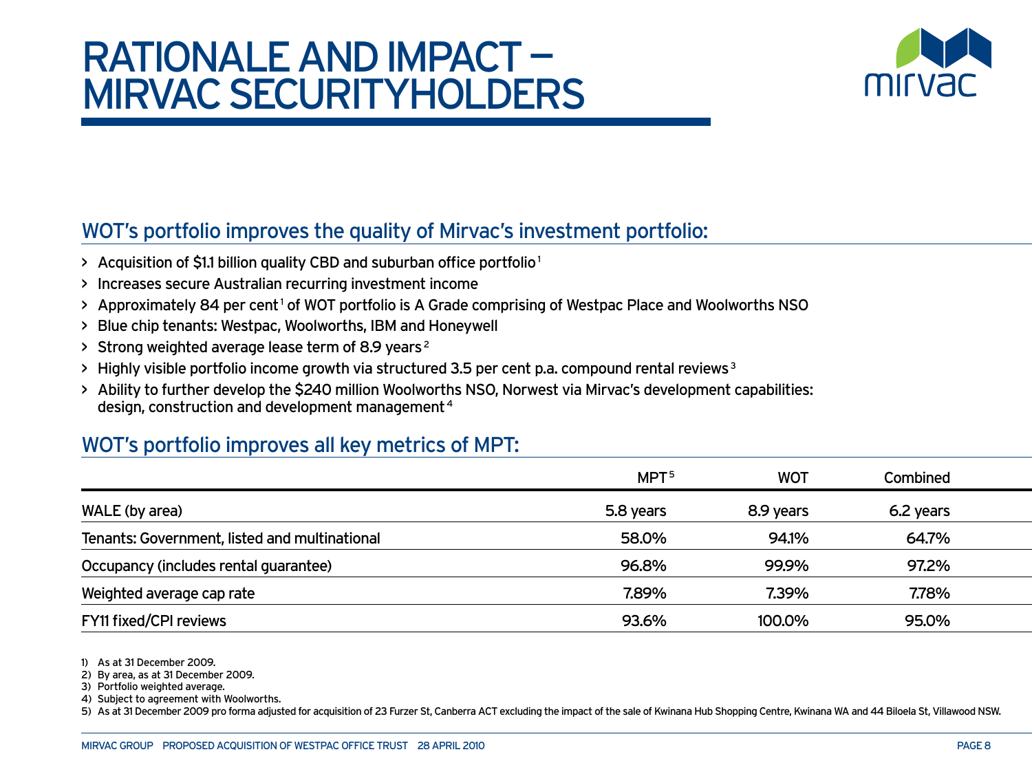# RATIONALE AND IMPACT – MIRVAC SECURITYHOLDERS

## WOT's portfolio improves the quality of Mirvac's investment portfolio:

- Acquisition of $1.1 billion quality CBD and suburban office portfolio[1]
- Increases secure Australian recurring investment income
- Approximately 84 per cent[1] of WOT portfolio is A Grade comprising of Westpac Place and Woolworths NSO
- Blue chip tenants: Westpac, Woolworths, IBM and Honeywell
- Strong weighted average lease term of 8.9 years[2]
- Highly visible portfolio income growth via structured 3.5 per cent p.a. compound rental reviews[3]
- Ability to further develop the $240 million Woolworths NSO, Norwest via Mirvac's development capabilities: design, construction and development management[4]

## WOT's portfolio improves all key metrics of MPT:

| | MPT[5] | WOT | Combined |
|---|---|---|---|
| WALE (by area) | 5.8 years | 8.9 years | 6.2 years |
| Tenants: Government, listed and multinational | 58.0% | 94.1% | 64.7% |
| Occupancy (includes rental guarantee) | 96.8% | 99.9% | 97.2% |
| Weighted average cap rate | 7.89% | 7.39% | 7.78% |
| FY11 fixed/CPI reviews | 93.6% | 100.0% | 95.0% |

1) As at 31 December 2009.
2) By area, as at 31 December 2009.
3) Portfolio weighted average.
4) Subject to agreement with Woolworths.
5) As at 31 December 2009 pro forma adjusted for acquisition of 23 Furzer St, Canberra ACT excluding the impact of the sale of Kwinana Hub Shopping Centre, Kwinana WA and 44 Biloela St, Villawood NSW.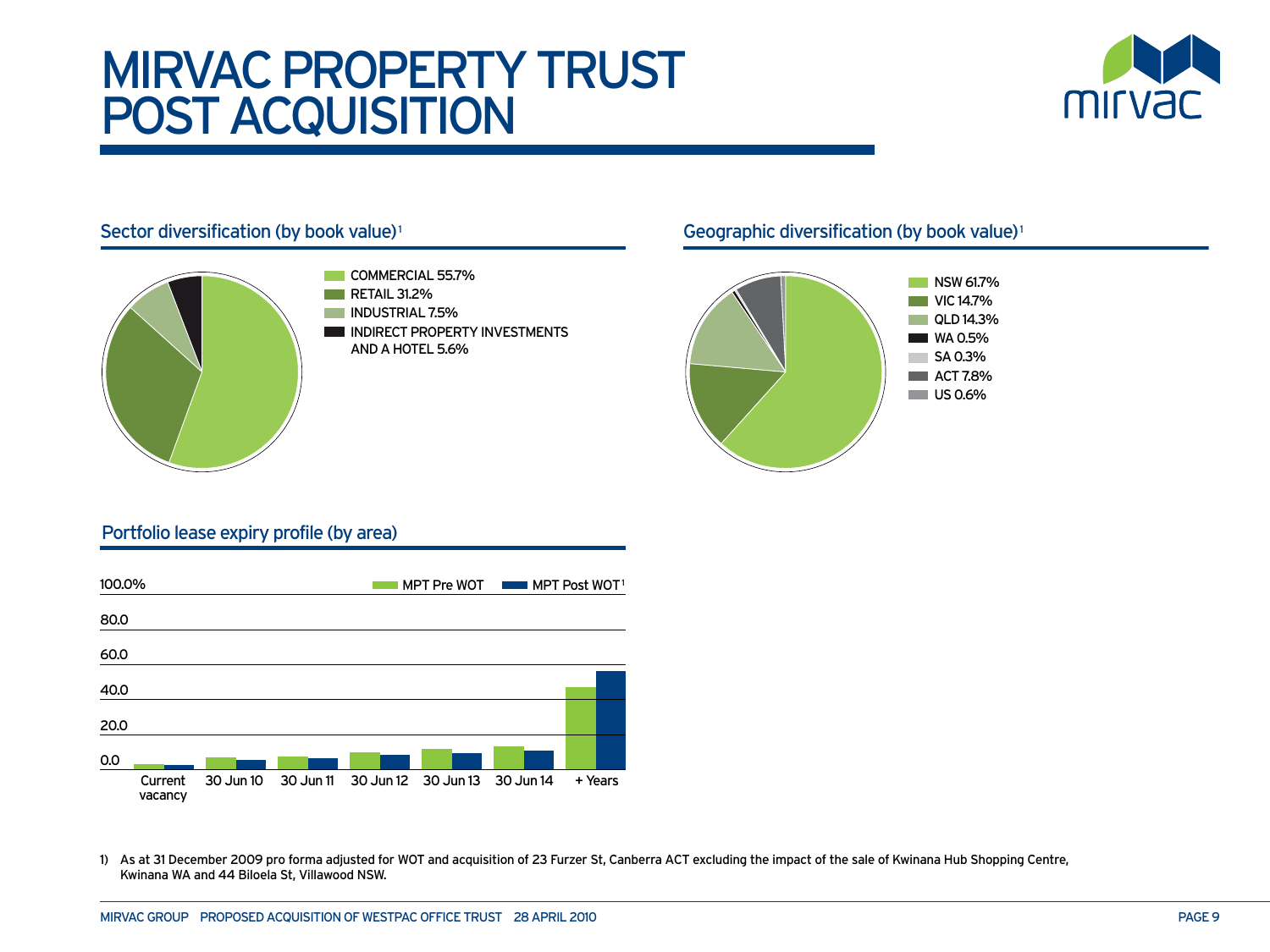# MIRVAC PROPERTY TRUST POST ACQUISITION

## Sector diversification (by book value)[1]

- COMMERCIAL 55.7%
- RETAIL 31.2%
- INDUSTRIAL 7.5%
- INDIRECT PROPERTY INVESTMENTS AND A HOTEL 5.6%

## Geographic diversification (by book value)[1]

- NSW 61.7%
- VIC 14.7%
- QLD 14.3%
- WA 0.5%
- SA 0.3%
- ACT 7.8%
- US 0.6%

## Portfolio lease expiry profile (by area)

Legend: MPT Pre WOT, MPT Post WOT[1]

Y-axis: 0.0, 20.0, 40.0, 60.0, 80.0, 100.0%

X-axis: Current vacancy, 30 Jun 10, 30 Jun 11, 30 Jun 12, 30 Jun 13, 30 Jun 14, + Years

1) As at 31 December 2009 pro forma adjusted for WOT and acquisition of 23 Furzer St, Canberra ACT excluding the impact of the sale of Kwinana Hub Shopping Centre, Kwinana WA and 44 Biloela St, Villawood NSW.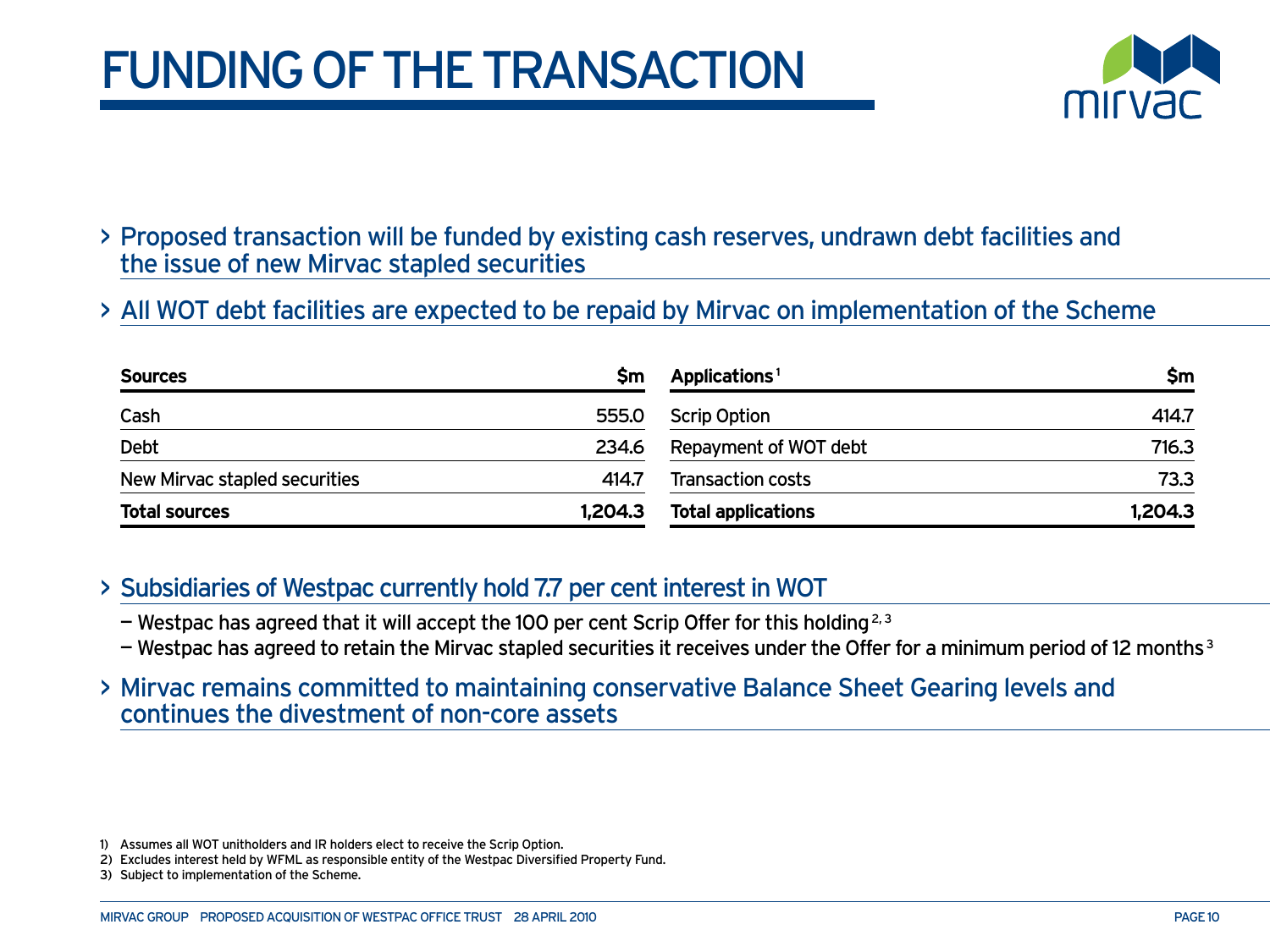# FUNDING OF THE TRANSACTION

- Proposed transaction will be funded by existing cash reserves, undrawn debt facilities and the issue of new Mirvac stapled securities
- All WOT debt facilities are expected to be repaid by Mirvac on implementation of the Scheme

| Sources | $m | Applications[1] | $m |
|---|---|---|---|
| Cash | 555.0 | Scrip Option | 414.7 |
| Debt | 234.6 | Repayment of WOT debt | 716.3 |
| New Mirvac stapled securities | 414.7 | Transaction costs | 73.3 |
| **Total sources** | **1,204.3** | **Total applications** | **1,204.3** |

- Subsidiaries of Westpac currently hold 7.7 per cent interest in WOT
  - Westpac has agreed that it will accept the 100 per cent Scrip Offer for this holding[2,3]
  - Westpac has agreed to retain the Mirvac stapled securities it receives under the Offer for a minimum period of 12 months[3]
- Mirvac remains committed to maintaining conservative Balance Sheet Gearing levels and continues the divestment of non-core assets

1) Assumes all WOT unitholders and IR holders elect to receive the Scrip Option.
2) Excludes interest held by WFML as responsible entity of the Westpac Diversified Property Fund.
3) Subject to implementation of the Scheme.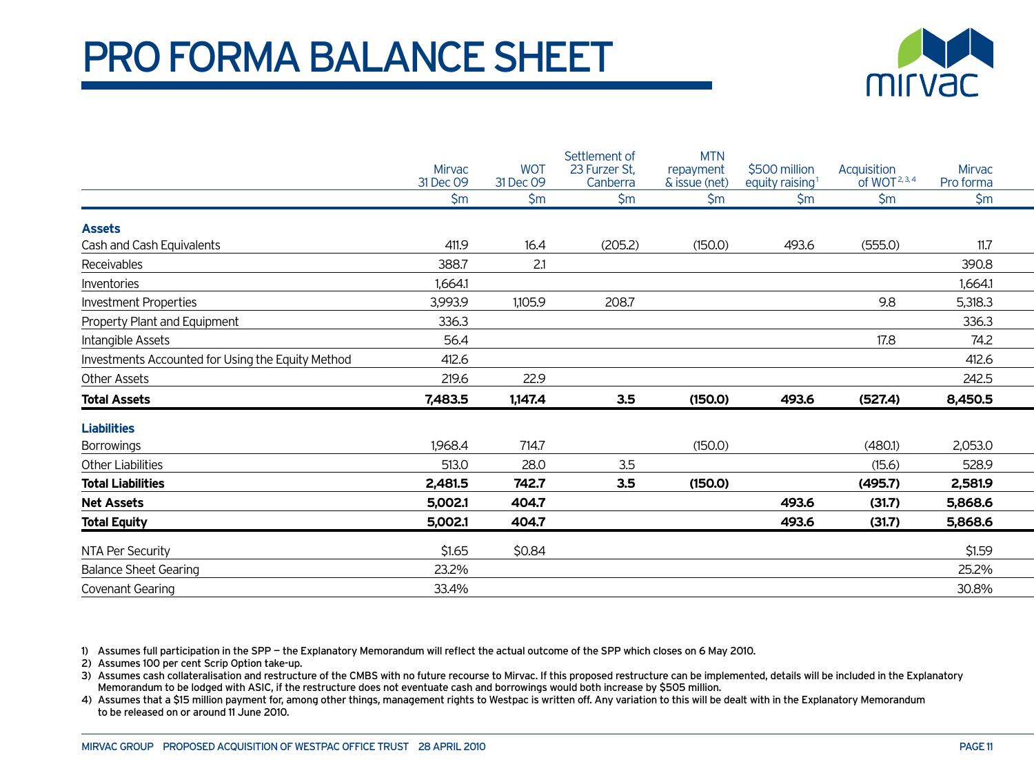# PRO FORMA BALANCE SHEET

| | Mirvac 31 Dec 09 | WOT 31 Dec 09 | Settlement of 23 Furzer St, Canberra | MTN repayment & issue (net) | $500 million equity raising[1] | Acquisition of WOT[2,3,4] | Mirvac Pro forma |
|---|---|---|---|---|---|---|---|
| | $m | $m | $m | $m | $m | $m | $m |
| **Assets** | | | | | | | |
| Cash and Cash Equivalents | 411.9 | 16.4 | (205.2) | (150.0) | 493.6 | (555.0) | 11.7 |
| Receivables | 388.7 | 2.1 | | | | | 390.8 |
| Inventories | 1,664.1 | | | | | | 1,664.1 |
| Investment Properties | 3,993.9 | 1,105.9 | 208.7 | | | 9.8 | 5,318.3 |
| Property Plant and Equipment | 336.3 | | | | | | 336.3 |
| Intangible Assets | 56.4 | | | | | 17.8 | 74.2 |
| Investments Accounted for Using the Equity Method | 412.6 | | | | | | 412.6 |
| Other Assets | 219.6 | 22.9 | | | | | 242.5 |
| **Total Assets** | **7,483.5** | **1,147.4** | **3.5** | **(150.0)** | **493.6** | **(527.4)** | **8,450.5** |
| **Liabilities** | | | | | | | |
| Borrowings | 1,968.4 | 714.7 | | (150.0) | | (480.1) | 2,053.0 |
| Other Liabilities | 513.0 | 28.0 | 3.5 | | | (15.6) | 528.9 |
| **Total Liabilities** | **2,481.5** | **742.7** | **3.5** | **(150.0)** | | **(495.7)** | **2,581.9** |
| **Net Assets** | **5,002.1** | **404.7** | | | **493.6** | **(31.7)** | **5,868.6** |
| **Total Equity** | **5,002.1** | **404.7** | | | **493.6** | **(31.7)** | **5,868.6** |
| NTA Per Security | $1.65 | $0.84 | | | | | $1.59 |
| Balance Sheet Gearing | 23.2% | | | | | | 25.2% |
| Covenant Gearing | 33.4% | | | | | | 30.8% |

1) Assumes full participation in the SPP — the Explanatory Memorandum will reflect the actual outcome of the SPP which closes on 6 May 2010.

2) Assumes 100 per cent Scrip Option take-up.

3) Assumes cash collateralisation and restructure of the CMBS with no future recourse to Mirvac. If this proposed restructure can be implemented, details will be included in the Explanatory Memorandum to be lodged with ASIC, if the restructure does not eventuate cash and borrowings would both increase by $505 million.

4) Assumes that a $15 million payment for, among other things, management rights to Westpac is written off. Any variation to this will be dealt with in the Explanatory Memorandum to be released on or around 11 June 2010.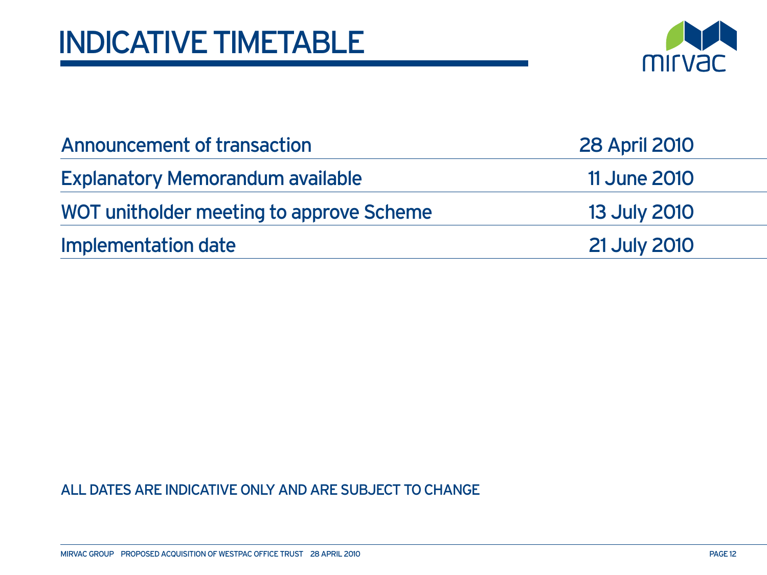# INDICATIVE TIMETABLE

| | |
|---|---|
| Announcement of transaction | 28 April 2010 |
| Explanatory Memorandum available | 11 June 2010 |
| WOT unitholder meeting to approve Scheme | 13 July 2010 |
| Implementation date | 21 July 2010 |

ALL DATES ARE INDICATIVE ONLY AND ARE SUBJECT TO CHANGE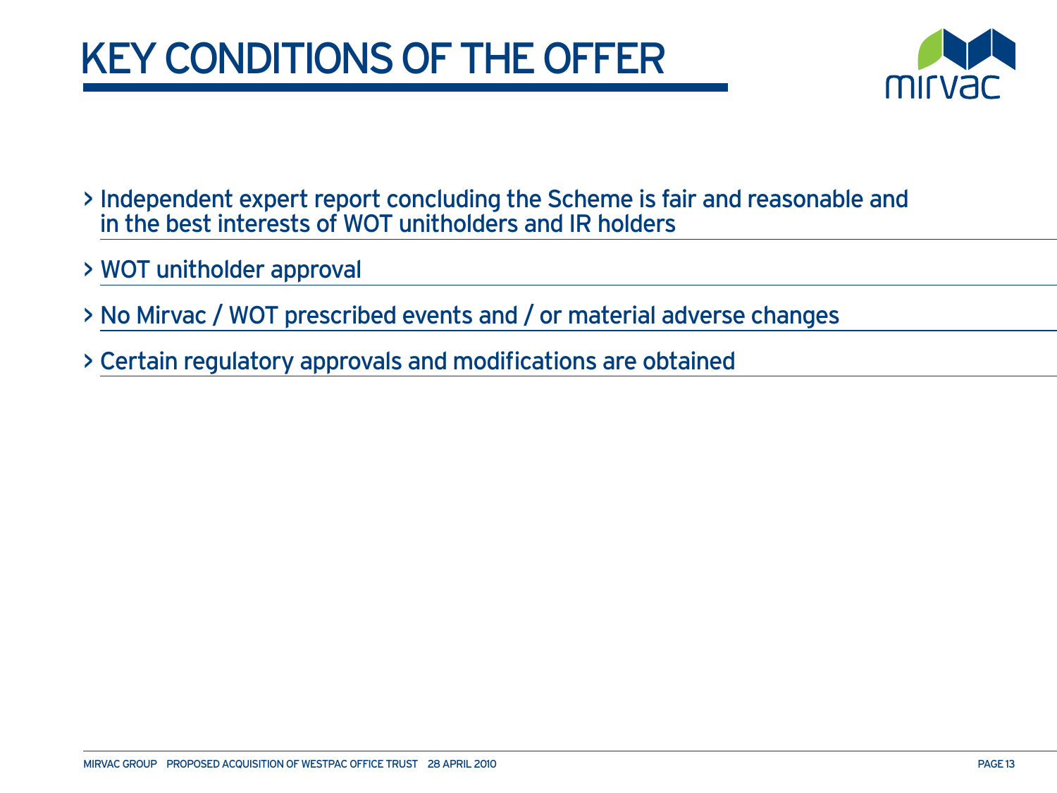# KEY CONDITIONS OF THE OFFER

- Independent expert report concluding the Scheme is fair and reasonable and in the best interests of WOT unitholders and IR holders
- WOT unitholder approval
- No Mirvac / WOT prescribed events and / or material adverse changes
- Certain regulatory approvals and modifications are obtained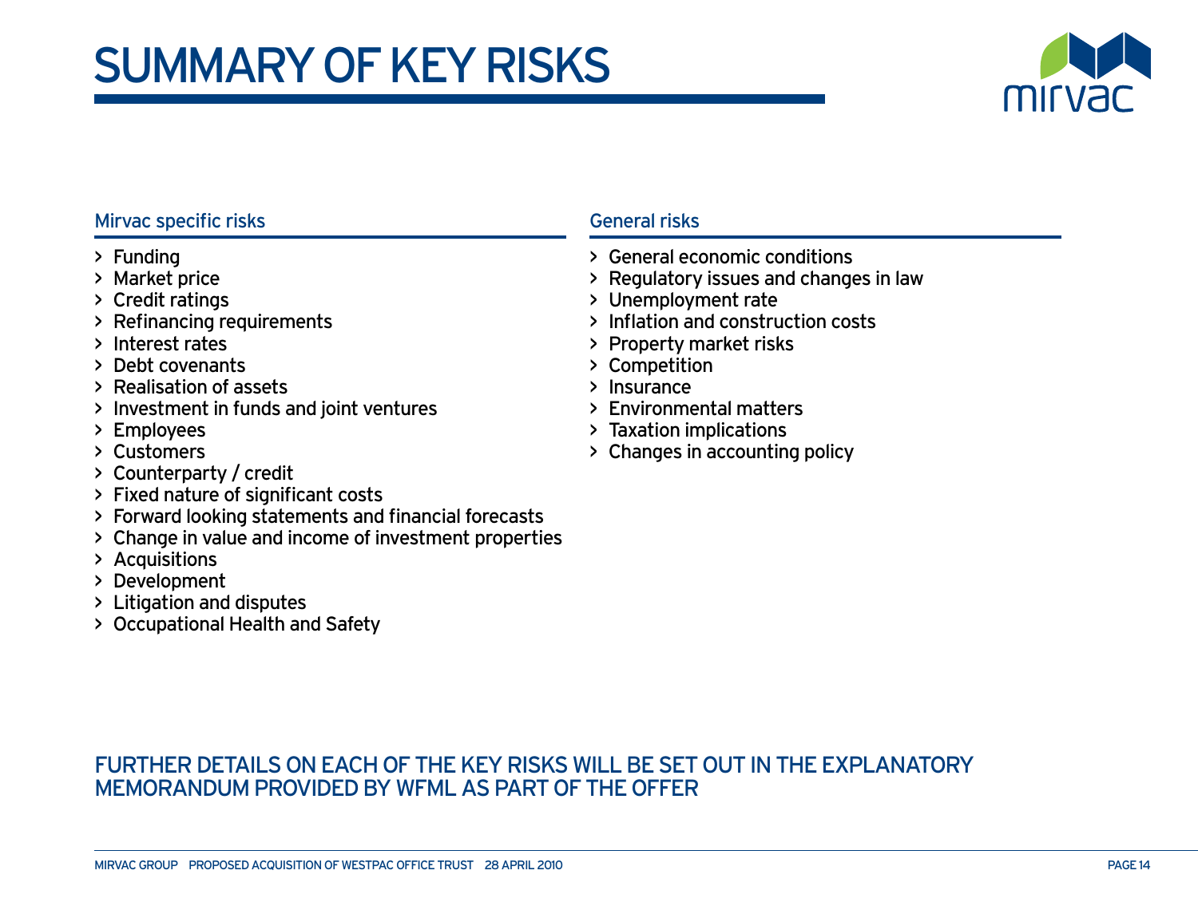# SUMMARY OF KEY RISKS

## Mirvac specific risks

- Funding
- Market price
- Credit ratings
- Refinancing requirements
- Interest rates
- Debt covenants
- Realisation of assets
- Investment in funds and joint ventures
- Employees
- Customers
- Counterparty / credit
- Fixed nature of significant costs
- Forward looking statements and financial forecasts
- Change in value and income of investment properties
- Acquisitions
- Development
- Litigation and disputes
- Occupational Health and Safety

## General risks

- General economic conditions
- Regulatory issues and changes in law
- Unemployment rate
- Inflation and construction costs
- Property market risks
- Competition
- Insurance
- Environmental matters
- Taxation implications
- Changes in accounting policy

FURTHER DETAILS ON EACH OF THE KEY RISKS WILL BE SET OUT IN THE EXPLANATORY MEMORANDUM PROVIDED BY WFML AS PART OF THE OFFER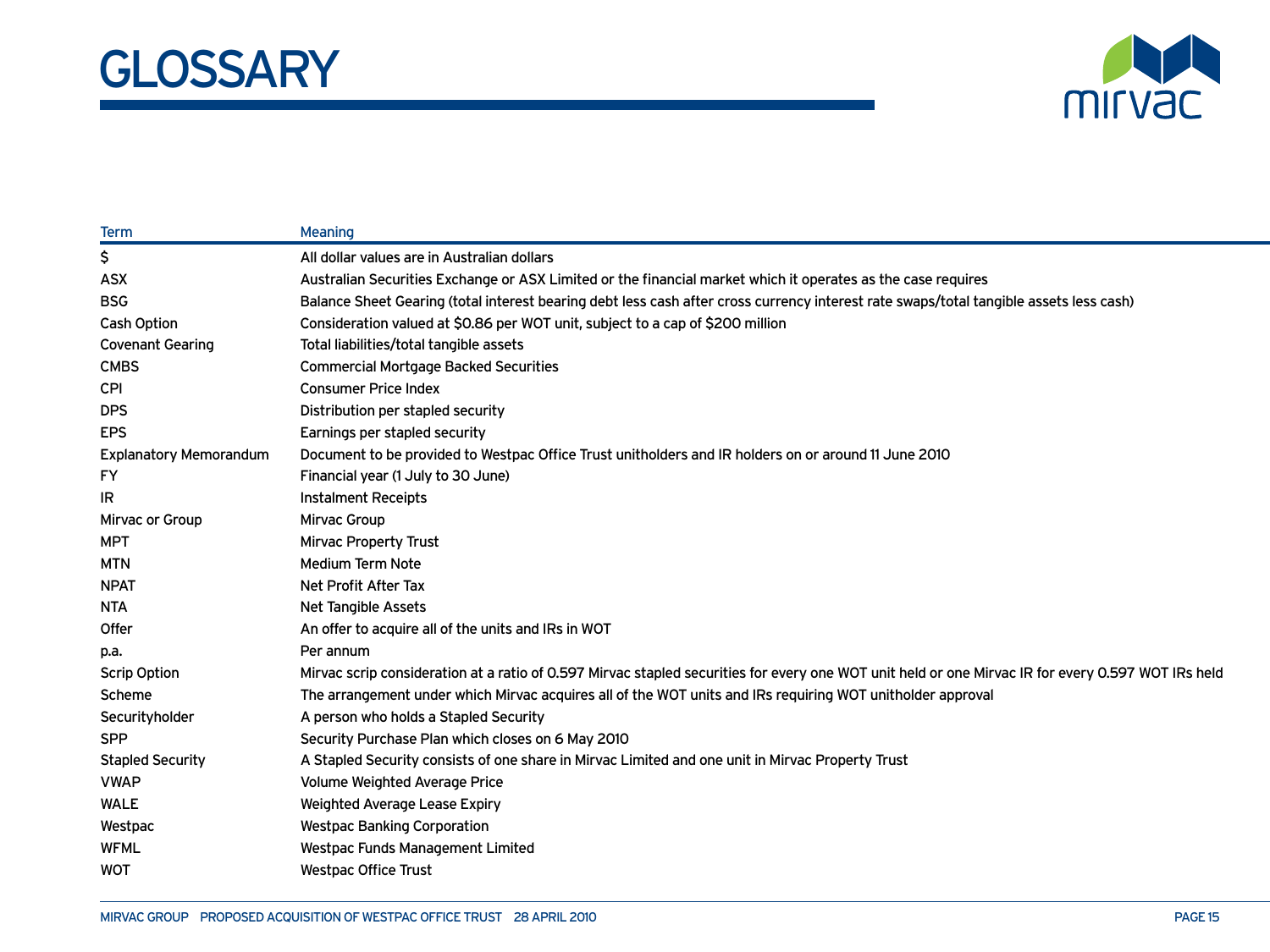# GLOSSARY

| Term | Meaning |
| --- | --- |
| $ | All dollar values are in Australian dollars |
| ASX | Australian Securities Exchange or ASX Limited or the financial market which it operates as the case requires |
| BSG | Balance Sheet Gearing (total interest bearing debt less cash after cross currency interest rate swaps/total tangible assets less cash) |
| Cash Option | Consideration valued at $0.86 per WOT unit, subject to a cap of $200 million |
| Covenant Gearing | Total liabilities/total tangible assets |
| CMBS | Commercial Mortgage Backed Securities |
| CPI | Consumer Price Index |
| DPS | Distribution per stapled security |
| EPS | Earnings per stapled security |
| Explanatory Memorandum | Document to be provided to Westpac Office Trust unitholders and IR holders on or around 11 June 2010 |
| FY | Financial year (1 July to 30 June) |
| IR | Instalment Receipts |
| Mirvac or Group | Mirvac Group |
| MPT | Mirvac Property Trust |
| MTN | Medium Term Note |
| NPAT | Net Profit After Tax |
| NTA | Net Tangible Assets |
| Offer | An offer to acquire all of the units and IRs in WOT |
| p.a. | Per annum |
| Scrip Option | Mirvac scrip consideration at a ratio of 0.597 Mirvac stapled securities for every one WOT unit held or one Mirvac IR for every 0.597 WOT IRs held |
| Scheme | The arrangement under which Mirvac acquires all of the WOT units and IRs requiring WOT unitholder approval |
| Securityholder | A person who holds a Stapled Security |
| SPP | Security Purchase Plan which closes on 6 May 2010 |
| Stapled Security | A Stapled Security consists of one share in Mirvac Limited and one unit in Mirvac Property Trust |
| VWAP | Volume Weighted Average Price |
| WALE | Weighted Average Lease Expiry |
| Westpac | Westpac Banking Corporation |
| WFML | Westpac Funds Management Limited |
| WOT | Westpac Office Trust |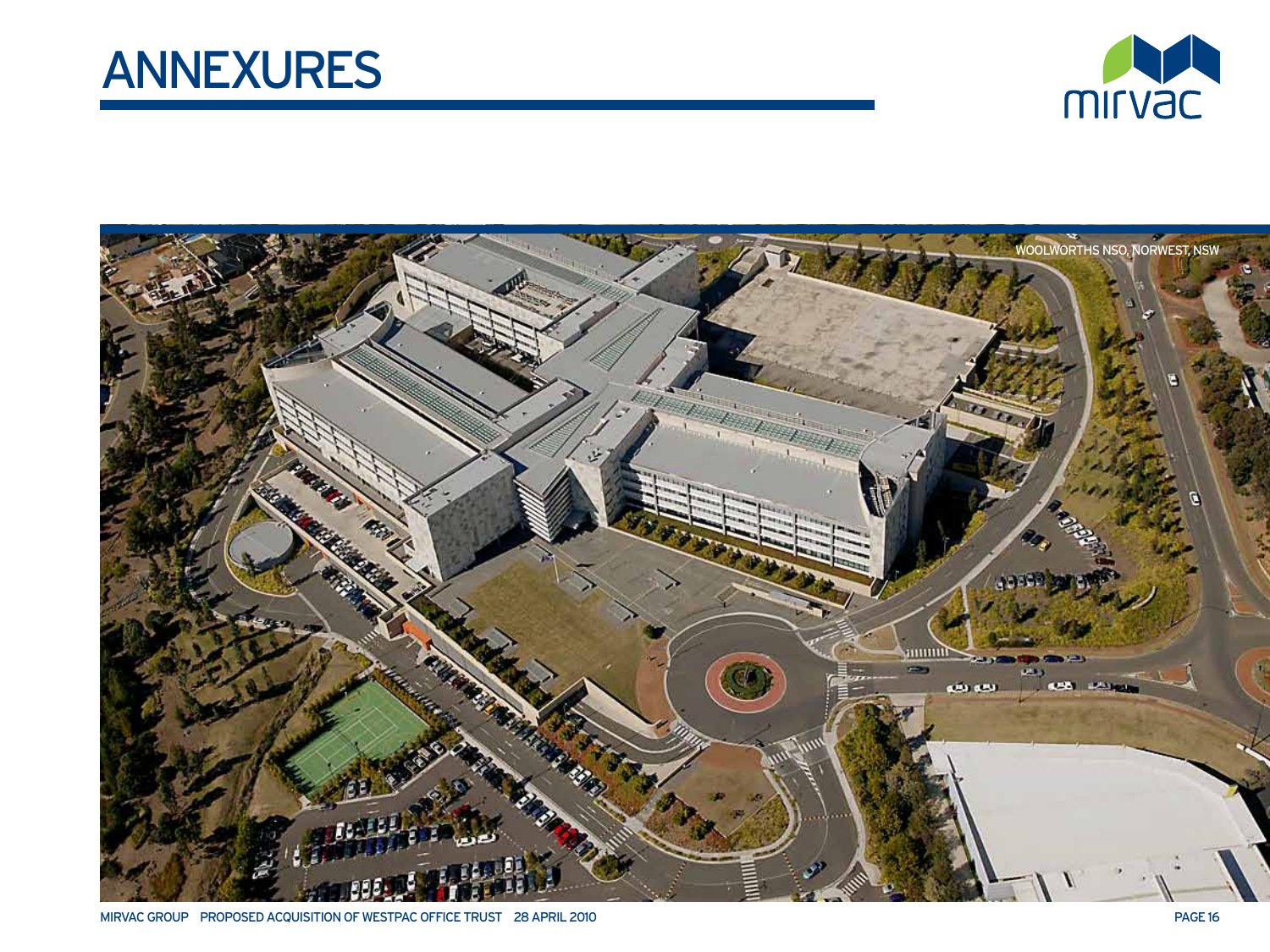# ANNEXURES

WOOLWORTHS NSO, NORWEST, NSW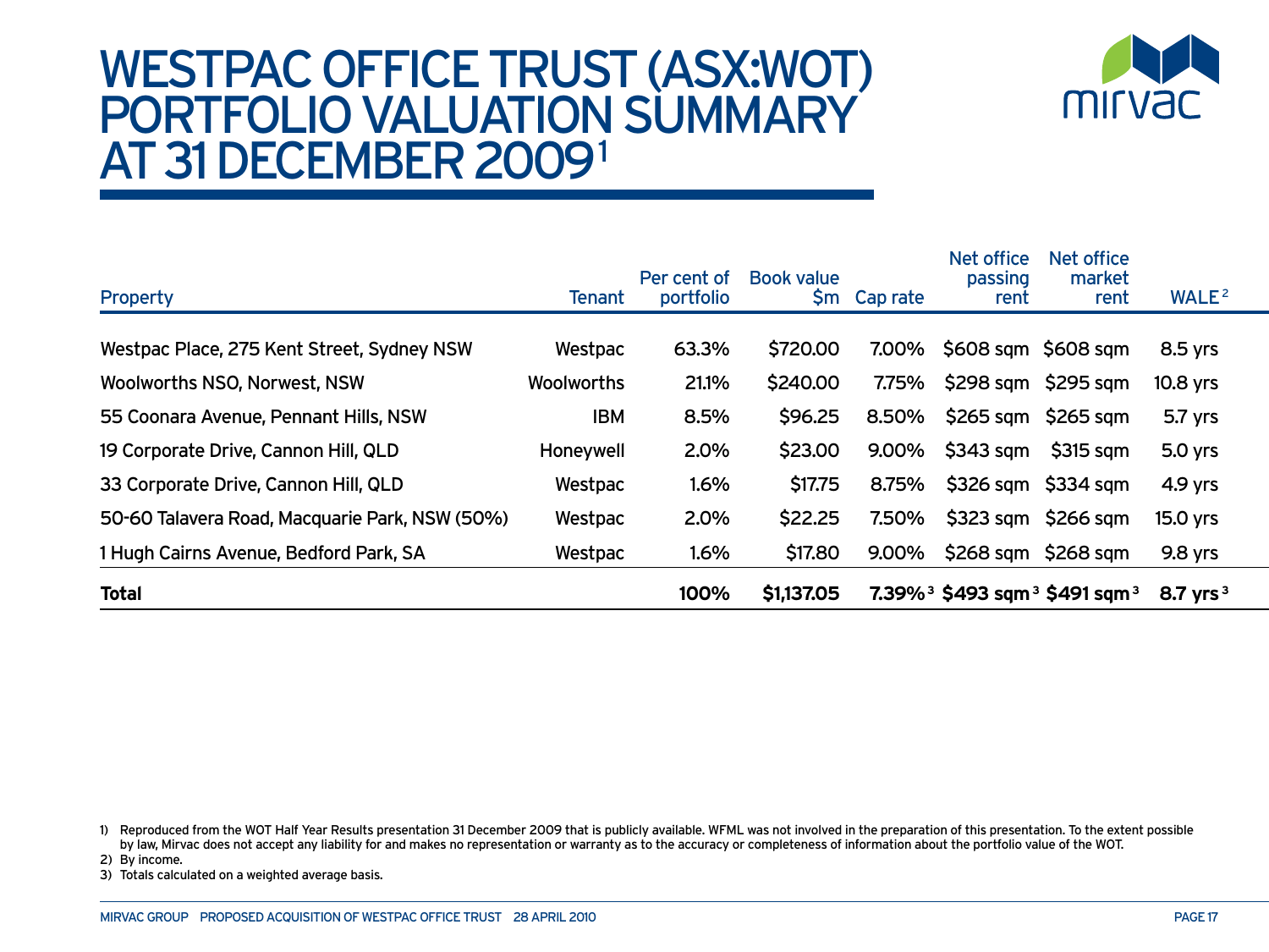# WESTPAC OFFICE TRUST (ASX:WOT) PORTFOLIO VALUATION SUMMARY AT 31 DECEMBER 2009[1]

| Property | Tenant | Per cent of portfolio | Book value $m | Cap rate | Net office passing rent | Net office market rent | WALE[2] |
|---|---|---|---|---|---|---|---|
| Westpac Place, 275 Kent Street, Sydney NSW | Westpac | 63.3% | $720.00 | 7.00% | $608 sqm | $608 sqm | 8.5 yrs |
| Woolworths NSO, Norwest, NSW | Woolworths | 21.1% | $240.00 | 7.75% | $298 sqm | $295 sqm | 10.8 yrs |
| 55 Coonara Avenue, Pennant Hills, NSW | IBM | 8.5% | $96.25 | 8.50% | $265 sqm | $265 sqm | 5.7 yrs |
| 19 Corporate Drive, Cannon Hill, QLD | Honeywell | 2.0% | $23.00 | 9.00% | $343 sqm | $315 sqm | 5.0 yrs |
| 33 Corporate Drive, Cannon Hill, QLD | Westpac | 1.6% | $17.75 | 8.75% | $326 sqm | $334 sqm | 4.9 yrs |
| 50-60 Talavera Road, Macquarie Park, NSW (50%) | Westpac | 2.0% | $22.25 | 7.50% | $323 sqm | $266 sqm | 15.0 yrs |
| 1 Hugh Cairns Avenue, Bedford Park, SA | Westpac | 1.6% | $17.80 | 9.00% | $268 sqm | $268 sqm | 9.8 yrs |
| **Total** | | **100%** | **$1,137.05** | **7.39%[3]** | **$493 sqm[3]** | **$491 sqm[3]** | **8.7 yrs[3]** |

1) Reproduced from the WOT Half Year Results presentation 31 December 2009 that is publicly available. WFML was not involved in the preparation of this presentation. To the extent possible by law, Mirvac does not accept any liability for and makes no representation or warranty as to the accuracy or completeness of information about the portfolio value of the WOT.

2) By income.

3) Totals calculated on a weighted average basis.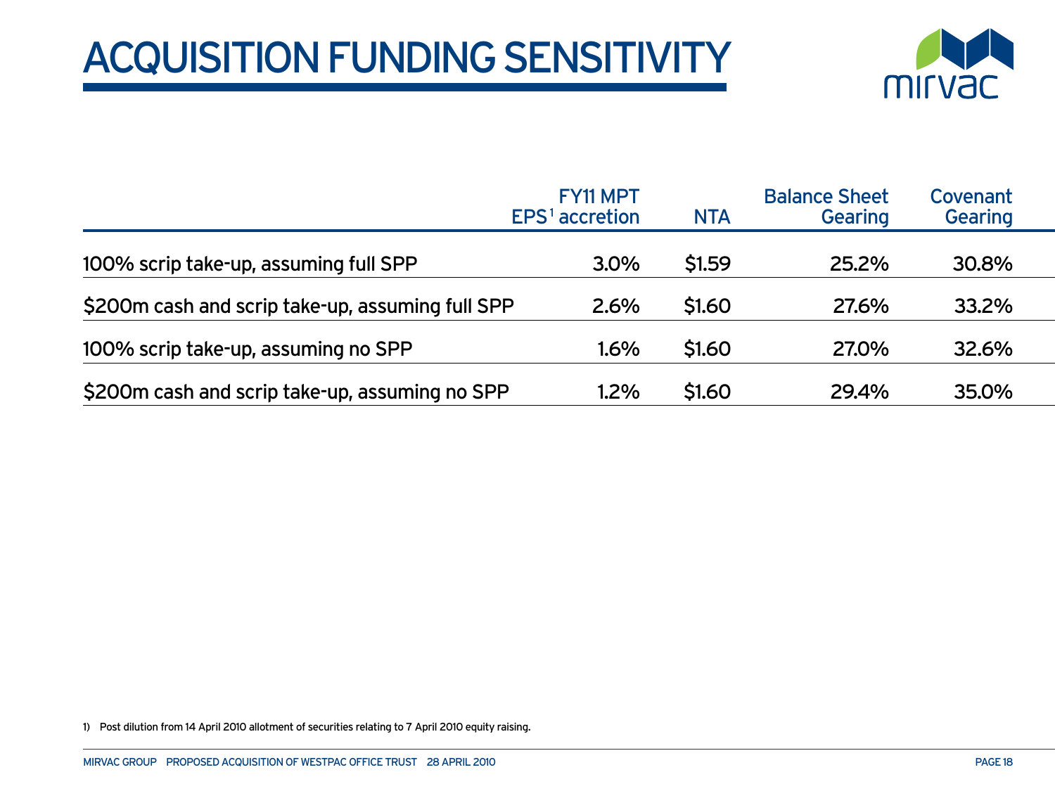# ACQUISITION FUNDING SENSITIVITY

| | FY11 MPT EPS[1] accretion | NTA | Balance Sheet Gearing | Covenant Gearing |
|---|---|---|---|---|
| 100% scrip take-up, assuming full SPP | 3.0% | $1.59 | 25.2% | 30.8% |
| $200m cash and scrip take-up, assuming full SPP | 2.6% | $1.60 | 27.6% | 33.2% |
| 100% scrip take-up, assuming no SPP | 1.6% | $1.60 | 27.0% | 32.6% |
| $200m cash and scrip take-up, assuming no SPP | 1.2% | $1.60 | 29.4% | 35.0% |

1) Post dilution from 14 April 2010 allotment of securities relating to 7 April 2010 equity raising.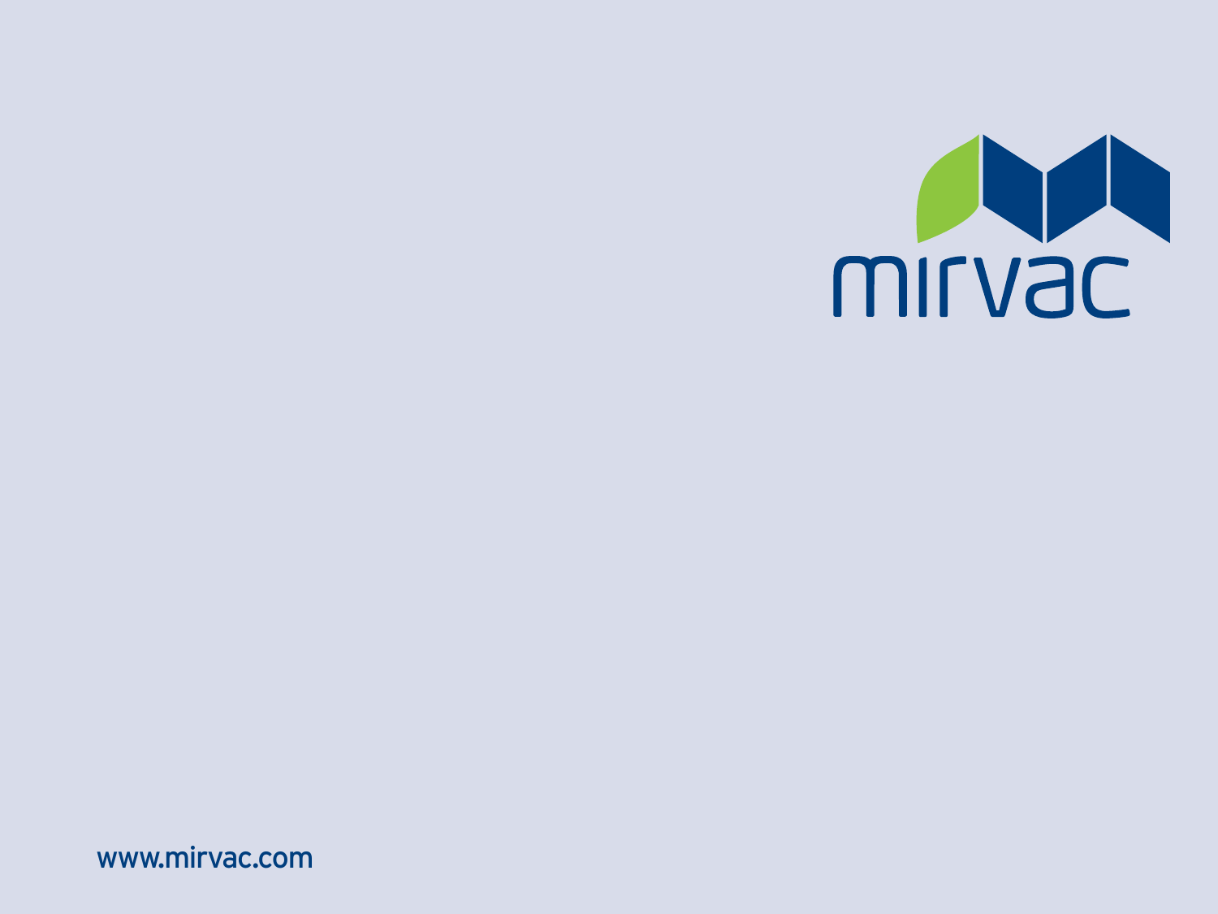mirvac

www.mirvac.com